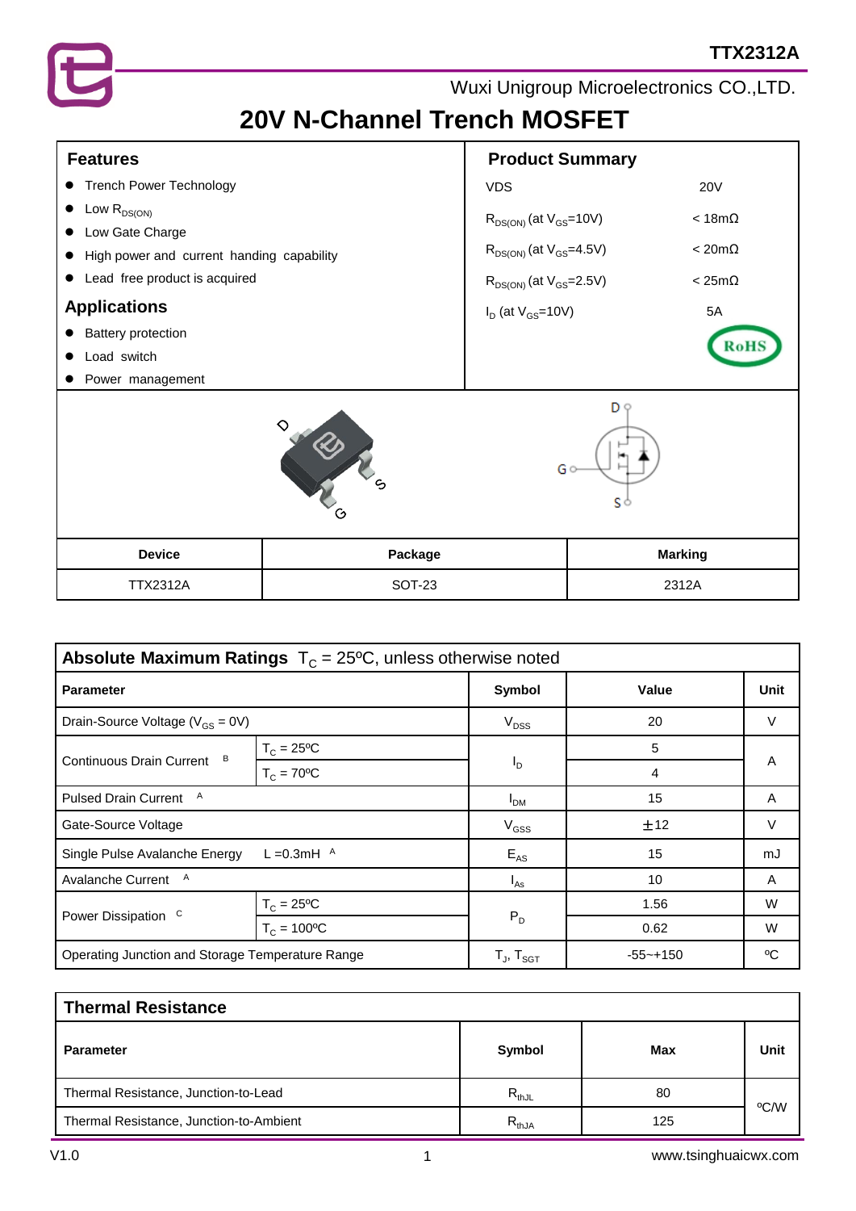Wuxi Unigroup Microelectronics CO.,LTD.

# 20V N-Channel Trench MOSFET

## Features

- Trench Power Technology
- Low $R_{DS(ON)}$
- Low Gate Charge
- High power and current handing capability
- Lead free product is acquired

## Applications

- Battery protection
- Load switch
- Power management

## Product Summary

| | |
|---|---|
| VDS | 20V |
| $R_{DS(ON)}$ (at $V_{GS}$=10V) | < 18mΩ |
| $R_{DS(ON)}$ (at $V_{GS}$=4.5V) | < 20mΩ |
| $R_{DS(ON)}$ (at $V_{GS}$=2.5V) | < 25mΩ |
| $I_D$ (at $V_{GS}$=10V) | 5A |

RoHS

| Device | Package | Marking |
|---|---|---|
| TTX2312A | SOT-23 | 2312A |

## Absolute Maximum Ratings $T_C$ = 25ºC, unless otherwise noted

| Parameter | | Symbol | Value | Unit |
|---|---|---|---|---|
| Drain-Source Voltage ($V_{GS}$ = 0V) | | $V_{DSS}$ | 20 | V |
| Continuous Drain Current [B] | $T_C$ = 25ºC | $I_D$ | 5 | A |
| | $T_C$ = 70ºC | | 4 | |
| Pulsed Drain Current [A] | | $I_{DM}$ | 15 | A |
| Gate-Source Voltage | | $V_{GSS}$ | ±12 | V |
| Single Pulse Avalanche Energy | L =0.3mH [A] | $E_{AS}$ | 15 | mJ |
| Avalanche Current [A] | | $I_{AS}$ | 10 | A |
| Power Dissipation [C] | $T_C$ = 25ºC | $P_D$ | 1.56 | W |
| | $T_C$ = 100ºC | | 0.62 | W |
| Operating Junction and Storage Temperature Range | | $T_J$, $T_{SGT}$ | -55~+150 | ºC |

## Thermal Resistance

| Parameter | Symbol | Max | Unit |
|---|---|---|---|
| Thermal Resistance, Junction-to-Lead | $R_{thJL}$ | 80 | ºC/W |
| Thermal Resistance, Junction-to-Ambient | $R_{thJA}$ | 125 | |

V1.0

www.tsinghuaicwx.com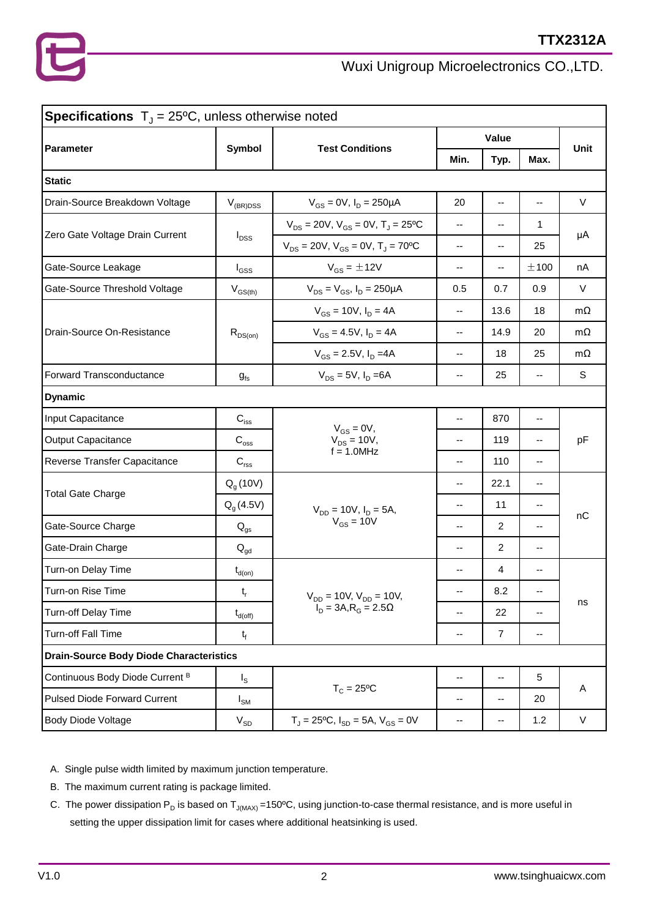| **Specifications** $T_J$ = 25ºC, unless otherwise noted | | | | | | |
|---|---|---|---|---|---|---|
| **Parameter** | **Symbol** | **Test Conditions** | **Value** | | | **Unit** |
| | | | **Min.** | **Typ.** | **Max.** | |
| **Static** | | | | | | |
| Drain-Source Breakdown Voltage | $V_{(BR)DSS}$ | $V_{GS}$ = 0V, $I_D$ = 250μA | 20 | -- | -- | V |
| Zero Gate Voltage Drain Current | $I_{DSS}$ | $V_{DS}$ = 20V, $V_{GS}$ = 0V, $T_J$ = 25ºC | -- | -- | 1 | μA |
| | | $V_{DS}$ = 20V, $V_{GS}$ = 0V, $T_J$ = 70ºC | -- | -- | 25 | |
| Gate-Source Leakage | $I_{GSS}$ | $V_{GS}$ = ±12V | -- | -- | ±100 | nA |
| Gate-Source Threshold Voltage | $V_{GS(th)}$ | $V_{DS}$ = $V_{GS}$, $I_D$ = 250μA | 0.5 | 0.7 | 0.9 | V |
| Drain-Source On-Resistance | $R_{DS(on)}$ | $V_{GS}$ = 10V, $I_D$ = 4A | -- | 13.6 | 18 | mΩ |
| | | $V_{GS}$ = 4.5V, $I_D$ = 4A | -- | 14.9 | 20 | mΩ |
| | | $V_{GS}$ = 2.5V, $I_D$ =4A | -- | 18 | 25 | mΩ |
| Forward Transconductance | $g_{fs}$ | $V_{DS}$ = 5V, $I_D$ =6A | -- | 25 | -- | S |
| **Dynamic** | | | | | | |
| Input Capacitance | $C_{iss}$ | $V_{GS}$ = 0V, $V_{DS}$ = 10V, f = 1.0MHz | -- | 870 | -- | pF |
| Output Capacitance | $C_{oss}$ | | -- | 119 | -- | |
| Reverse Transfer Capacitance | $C_{rss}$ | | -- | 110 | -- | |
| Total Gate Charge | $Q_g$ (10V) | $V_{DD}$ = 10V, $I_D$ = 5A, $V_{GS}$ = 10V | -- | 22.1 | -- | nC |
| | $Q_g$ (4.5V) | | -- | 11 | -- | |
| Gate-Source Charge | $Q_{gs}$ | | -- | 2 | -- | |
| Gate-Drain Charge | $Q_{gd}$ | | -- | 2 | -- | |
| Turn-on Delay Time | $t_{d(on)}$ | $V_{DD}$ = 10V, $V_{DD}$ = 10V, $I_D$ = 3A, $R_G$ = 2.5Ω | -- | 4 | -- | ns |
| Turn-on Rise Time | $t_r$ | | -- | 8.2 | -- | |
| Turn-off Delay Time | $t_{d(off)}$ | | -- | 22 | -- | |
| Turn-off Fall Time | $t_f$ | | -- | 7 | -- | |
| **Drain-Source Body Diode Characteristics** | | | | | | |
| Continuous Body Diode Current [B] | $I_S$ | $T_C$ = 25ºC | -- | -- | 5 | A |
| Pulsed Diode Forward Current | $I_{SM}$ | | -- | -- | 20 | |
| Body Diode Voltage | $V_{SD}$ | $T_J$ = 25ºC, $I_{SD}$ = 5A, $V_{GS}$ = 0V | -- | -- | 1.2 | V |

A. Single pulse width limited by maximum junction temperature.

B. The maximum current rating is package limited.

C. The power dissipation $P_D$ is based on $T_{J(MAX)}$ =150ºC, using junction-to-case thermal resistance, and is more useful in setting the upper dissipation limit for cases where additional heatsinking is used.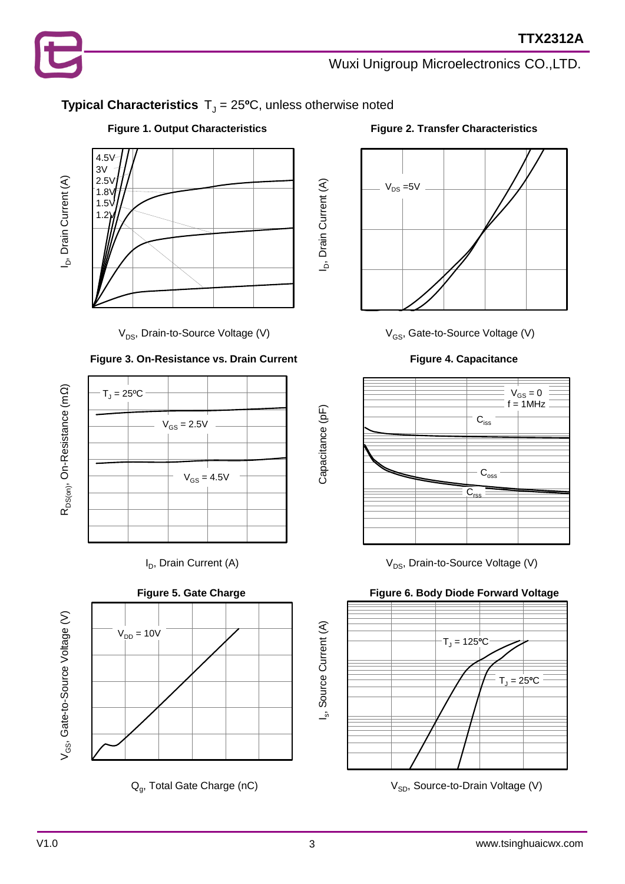**Typical Characteristics** $T_J$ = 25ºC, unless otherwise noted

**Figure 1. Output Characteristics**

4.5V
3V
2.5V
1.8V
1.5V
1.2V

$I_D$, Drain Current (A)

$V_{DS}$, Drain-to-Source Voltage (V)

**Figure 2. Transfer Characteristics**

$V_{DS}$ =5V

$I_D$, Drain Current (A)

$V_{GS}$, Gate-to-Source Voltage (V)

**Figure 3. On-Resistance vs. Drain Current**

$T_J$ = 25ºC

$V_{GS}$ = 2.5V

$V_{GS}$ = 4.5V

$R_{DS(on)}$, On-Resistance (mΩ)

$I_D$, Drain Current (A)

**Figure 4. Capacitance**

$V_{GS}$ = 0
f = 1MHz

$C_{iss}$

$C_{oss}$

$C_{rss}$

Capacitance (pF)

$V_{DS}$, Drain-to-Source Voltage (V)

**Figure 5. Gate Charge**

$V_{DD}$ = 10V

$V_{GS}$, Gate-to-Source Voltage (V)

$Q_g$, Total Gate Charge (nC)

**Figure 6. Body Diode Forward Voltage**

$T_J$ = 125ºC

$T_J$ = 25ºC

$I_s$, Source Current (A)

$V_{SD}$, Source-to-Drain Voltage (V)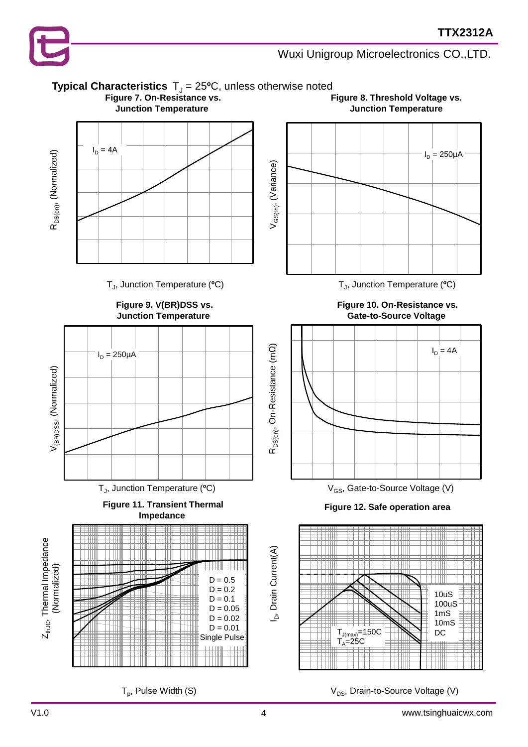## Typical Characteristics $T_J$ = 25ºC, unless otherwise noted

**Figure 7. On-Resistance vs. Junction Temperature**

$I_D$ = 4A

$R_{DS(on)}$, (Normalized)

$T_J$, Junction Temperature (ºC)

**Figure 8. Threshold Voltage vs. Junction Temperature**

$I_D$ = 250µA

$V_{GS(th)}$, (Variance)

$T_J$, Junction Temperature (ºC)

**Figure 9. V(BR)DSS vs. Junction Temperature**

$I_D$ = 250µA

$V_{(BR)DSS}$, (Normalized)

$T_J$, Junction Temperature (ºC)

**Figure 10. On-Resistance vs. Gate-to-Source Voltage**

$I_D$ = 4A

$R_{DS(on)}$, On-Resistance (mΩ)

$V_{GS}$, Gate-to-Source Voltage (V)

**Figure 11. Transient Thermal Impedance**

D = 0.5
D = 0.2
D = 0.1
D = 0.05
D = 0.02
D = 0.01
Single Pulse

$Z_{thJC}$, Thermal Impedance (Normalized)

$T_p$, Pulse Width (S)

**Figure 12. Safe operation area**

10uS
100uS
1mS
10mS
DC

$T_{J(max)}$=150C
$T_A$=25C

$I_D$, Drain Current(A)

$V_{DS}$, Drain-to-Source Voltage (V)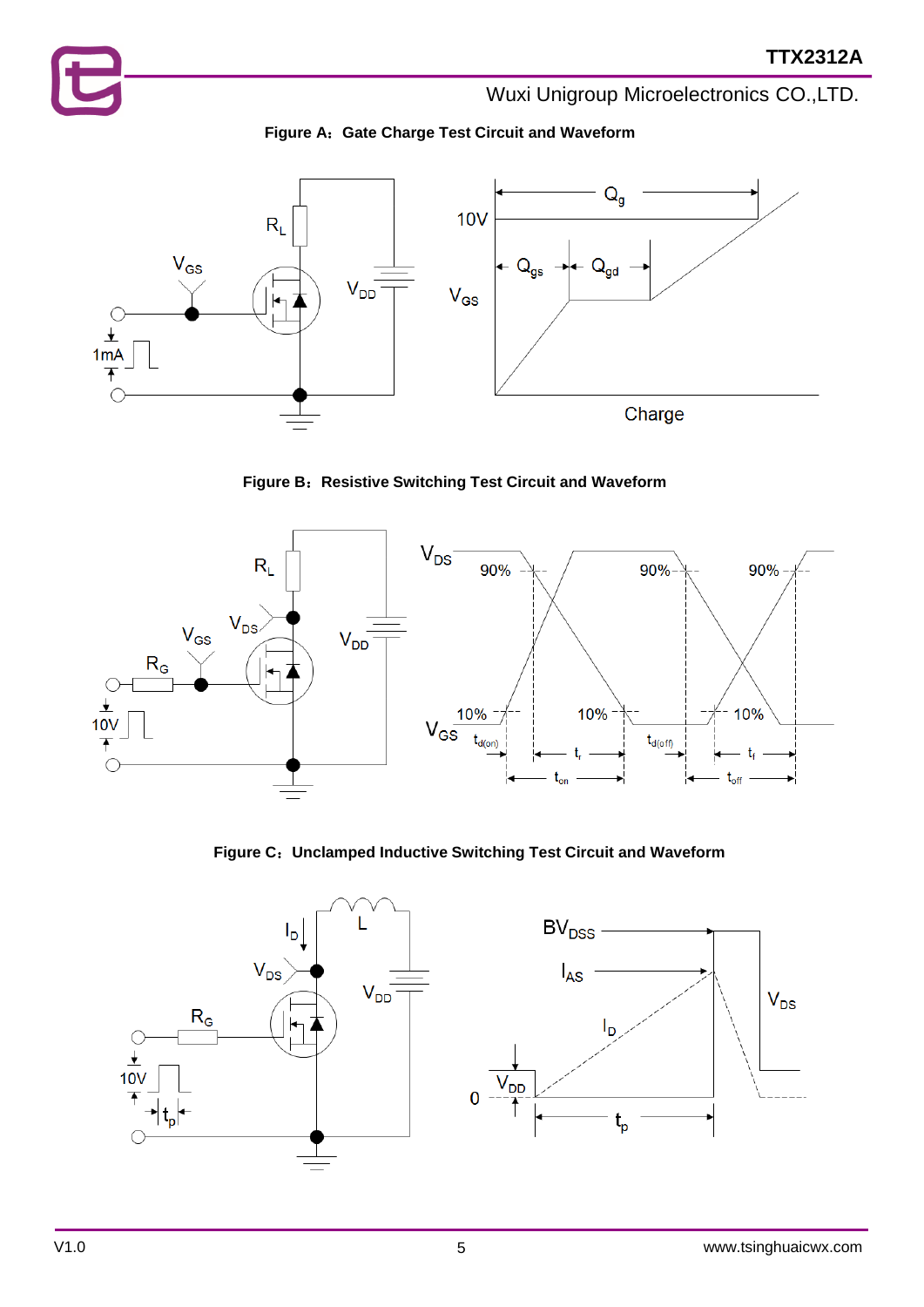**Figure A：Gate Charge Test Circuit and Waveform**

**Figure B：Resistive Switching Test Circuit and Waveform**

**Figure C：Unclamped Inductive Switching Test Circuit and Waveform**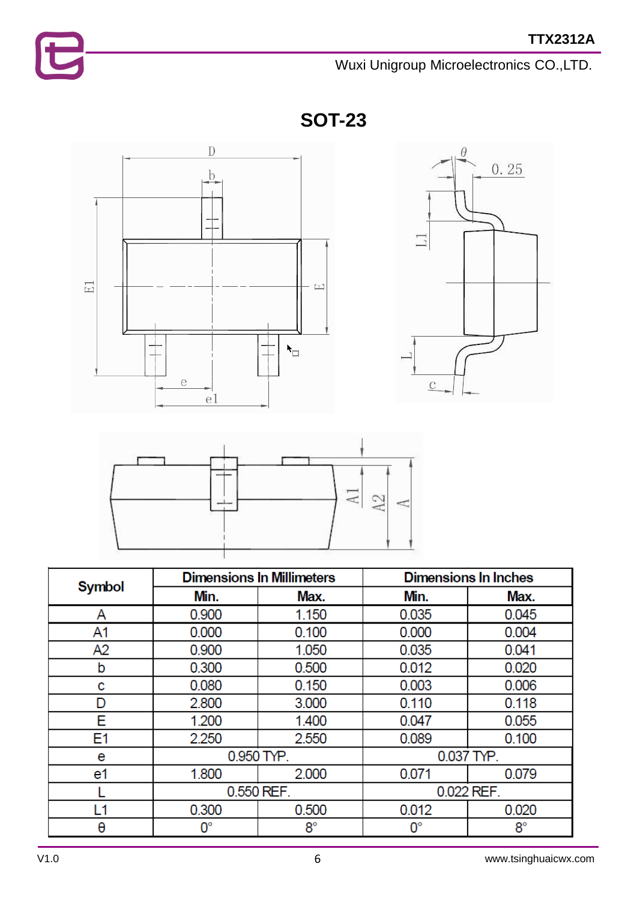# SOT-23

| Symbol | Dimensions In Millimeters | | Dimensions In Inches | |
|---|---|---|---|---|
| | Min. | Max. | Min. | Max. |
| A | 0.900 | 1.150 | 0.035 | 0.045 |
| A1 | 0.000 | 0.100 | 0.000 | 0.004 |
| A2 | 0.900 | 1.050 | 0.035 | 0.041 |
| b | 0.300 | 0.500 | 0.012 | 0.020 |
| c | 0.080 | 0.150 | 0.003 | 0.006 |
| D | 2.800 | 3.000 | 0.110 | 0.118 |
| E | 1.200 | 1.400 | 0.047 | 0.055 |
| E1 | 2.250 | 2.550 | 0.089 | 0.100 |
| e | 0.950 TYP. | | 0.037 TYP. | |
| e1 | 1.800 | 2.000 | 0.071 | 0.079 |
| L | 0.550 REF. | | 0.022 REF. | |
| L1 | 0.300 | 0.500 | 0.012 | 0.020 |
| θ | 0° | 8° | 0° | 8° |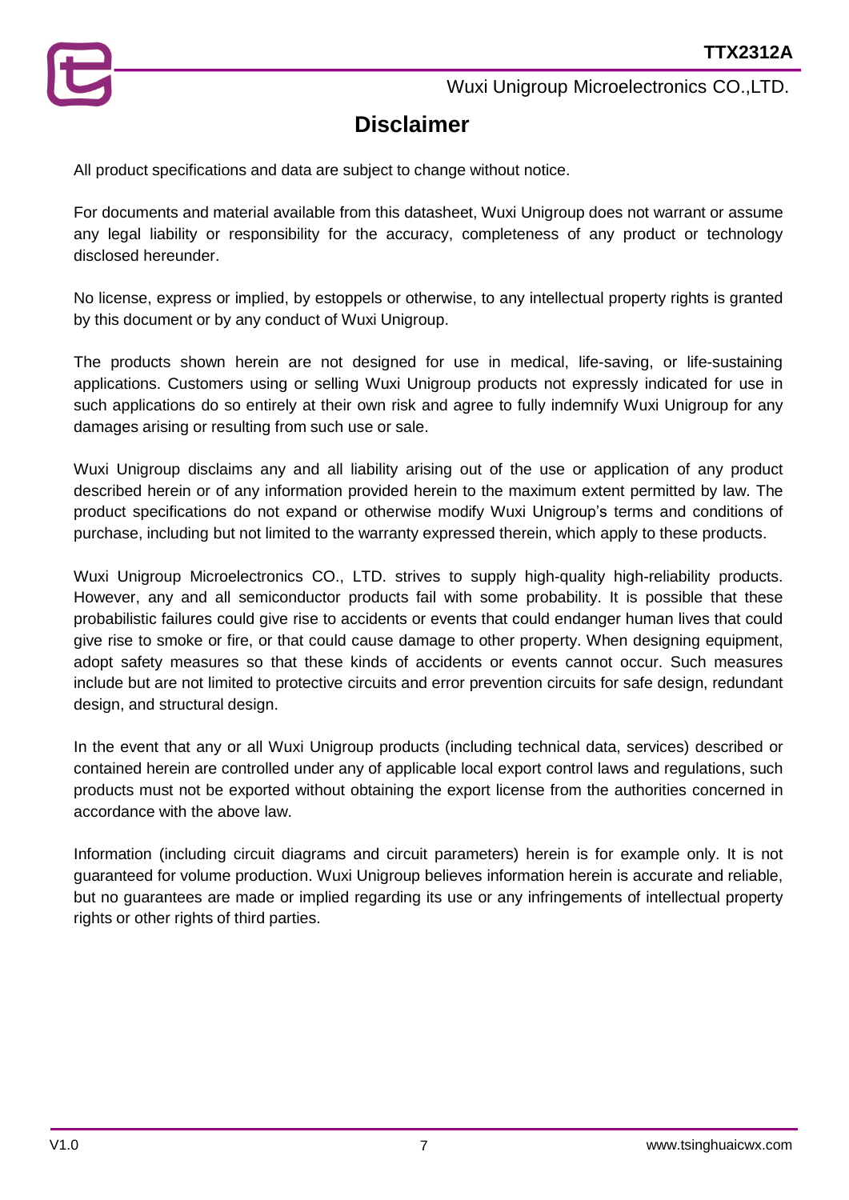# Disclaimer

All product specifications and data are subject to change without notice.

For documents and material available from this datasheet, Wuxi Unigroup does not warrant or assume any legal liability or responsibility for the accuracy, completeness of any product or technology disclosed hereunder.

No license, express or implied, by estoppels or otherwise, to any intellectual property rights is granted by this document or by any conduct of Wuxi Unigroup.

The products shown herein are not designed for use in medical, life-saving, or life-sustaining applications. Customers using or selling Wuxi Unigroup products not expressly indicated for use in such applications do so entirely at their own risk and agree to fully indemnify Wuxi Unigroup for any damages arising or resulting from such use or sale.

Wuxi Unigroup disclaims any and all liability arising out of the use or application of any product described herein or of any information provided herein to the maximum extent permitted by law. The product specifications do not expand or otherwise modify Wuxi Unigroup's terms and conditions of purchase, including but not limited to the warranty expressed therein, which apply to these products.

Wuxi Unigroup Microelectronics CO., LTD. strives to supply high-quality high-reliability products. However, any and all semiconductor products fail with some probability. It is possible that these probabilistic failures could give rise to accidents or events that could endanger human lives that could give rise to smoke or fire, or that could cause damage to other property. When designing equipment, adopt safety measures so that these kinds of accidents or events cannot occur. Such measures include but are not limited to protective circuits and error prevention circuits for safe design, redundant design, and structural design.

In the event that any or all Wuxi Unigroup products (including technical data, services) described or contained herein are controlled under any of applicable local export control laws and regulations, such products must not be exported without obtaining the export license from the authorities concerned in accordance with the above law.

Information (including circuit diagrams and circuit parameters) herein is for example only. It is not guaranteed for volume production. Wuxi Unigroup believes information herein is accurate and reliable, but no guarantees are made or implied regarding its use or any infringements of intellectual property rights or other rights of third parties.